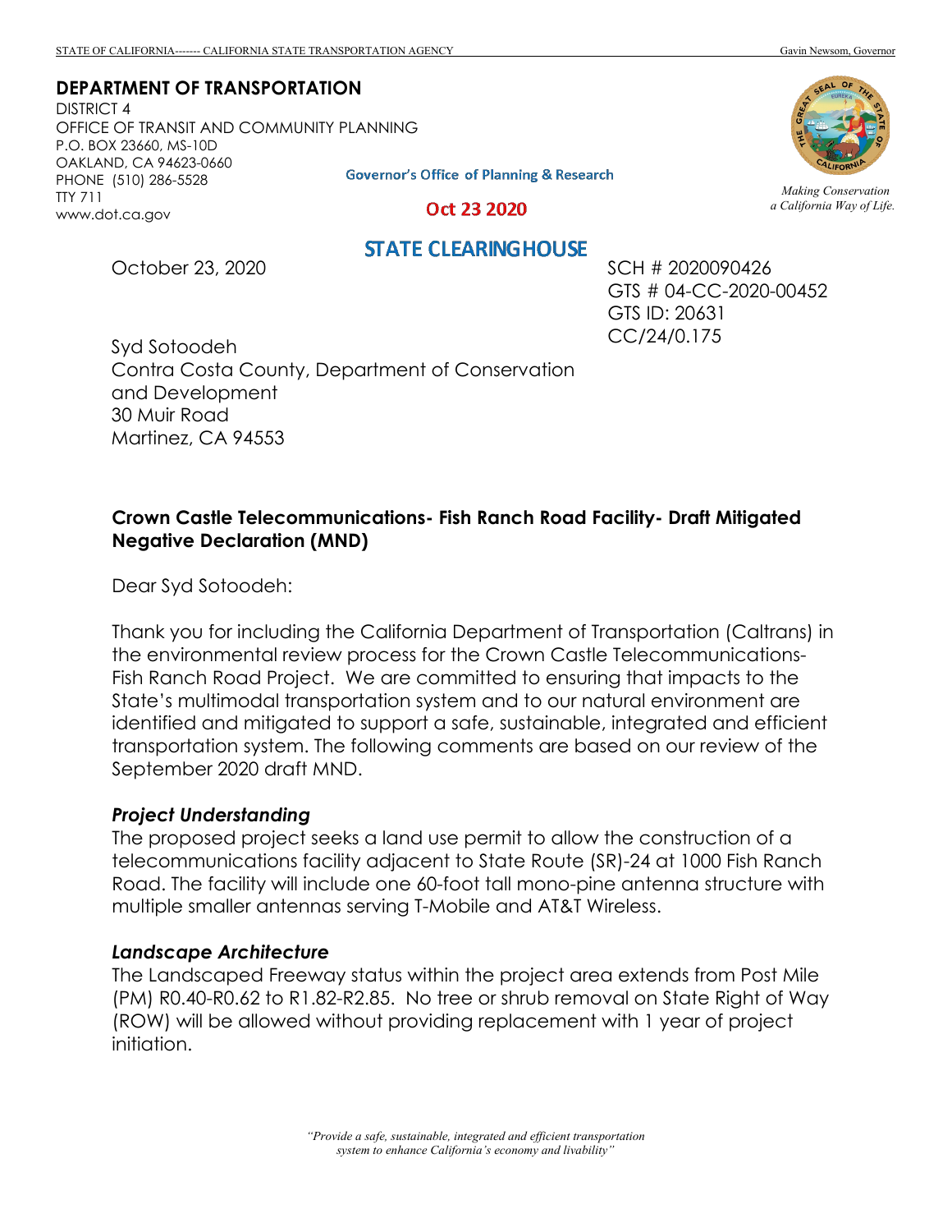STATE OF CALIFORNIA------- CALIFORNIA STATE TRANSPORTATION AGENCY — Gavin Newsom, Governor

**DEPARTMENT OF TRANSPORTATION**
DISTRICT 4
OFFICE OF TRANSIT AND COMMUNITY PLANNING
P.O. BOX 23660, MS-10D
OAKLAND, CA 94623-0660
PHONE (510) 286-5528
TTY 711
www.dot.ca.gov

*Making Conservation a California Way of Life.*

Governor's Office of Planning & Research

Oct 23 2020

STATE CLEARINGHOUSE

October 23, 2020

SCH # 2020090426
GTS # 04-CC-2020-00452
GTS ID: 20631
CC/24/0.175

Syd Sotoodeh
Contra Costa County, Department of Conservation and Development
30 Muir Road
Martinez, CA 94553

**Crown Castle Telecommunications- Fish Ranch Road Facility- Draft Mitigated Negative Declaration (MND)**

Dear Syd Sotoodeh:

Thank you for including the California Department of Transportation (Caltrans) in the environmental review process for the Crown Castle Telecommunications-Fish Ranch Road Project. We are committed to ensuring that impacts to the State's multimodal transportation system and to our natural environment are identified and mitigated to support a safe, sustainable, integrated and efficient transportation system. The following comments are based on our review of the September 2020 draft MND.

### *Project Understanding*

The proposed project seeks a land use permit to allow the construction of a telecommunications facility adjacent to State Route (SR)-24 at 1000 Fish Ranch Road. The facility will include one 60-foot tall mono-pine antenna structure with multiple smaller antennas serving T-Mobile and AT&T Wireless.

### *Landscape Architecture*

The Landscaped Freeway status within the project area extends from Post Mile (PM) R0.40-R0.62 to R1.82-R2.85. No tree or shrub removal on State Right of Way (ROW) will be allowed without providing replacement with 1 year of project initiation.

*"Provide a safe, sustainable, integrated and efficient transportation system to enhance California's economy and livability"*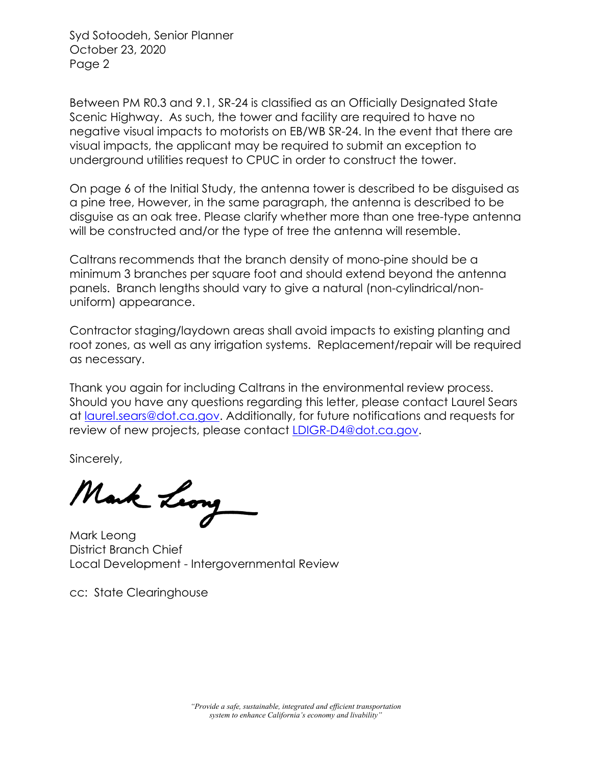Between PM R0.3 and 9.1, SR-24 is classified as an Officially Designated State Scenic Highway. As such, the tower and facility are required to have no negative visual impacts to motorists on EB/WB SR-24. In the event that there are visual impacts, the applicant may be required to submit an exception to underground utilities request to CPUC in order to construct the tower.

On page 6 of the Initial Study, the antenna tower is described to be disguised as a pine tree, However, in the same paragraph, the antenna is described to be disguise as an oak tree. Please clarify whether more than one tree-type antenna will be constructed and/or the type of tree the antenna will resemble.

Caltrans recommends that the branch density of mono-pine should be a minimum 3 branches per square foot and should extend beyond the antenna panels. Branch lengths should vary to give a natural (non-cylindrical/non-uniform) appearance.

Contractor staging/laydown areas shall avoid impacts to existing planting and root zones, as well as any irrigation systems. Replacement/repair will be required as necessary.

Thank you again for including Caltrans in the environmental review process. Should you have any questions regarding this letter, please contact Laurel Sears at laurel.sears@dot.ca.gov. Additionally, for future notifications and requests for review of new projects, please contact LDIGR-D4@dot.ca.gov.

Sincerely,

Mark Leong

Mark Leong
District Branch Chief
Local Development - Intergovernmental Review

cc: State Clearinghouse

*"Provide a safe, sustainable, integrated and efficient transportation system to enhance California's economy and livability"*